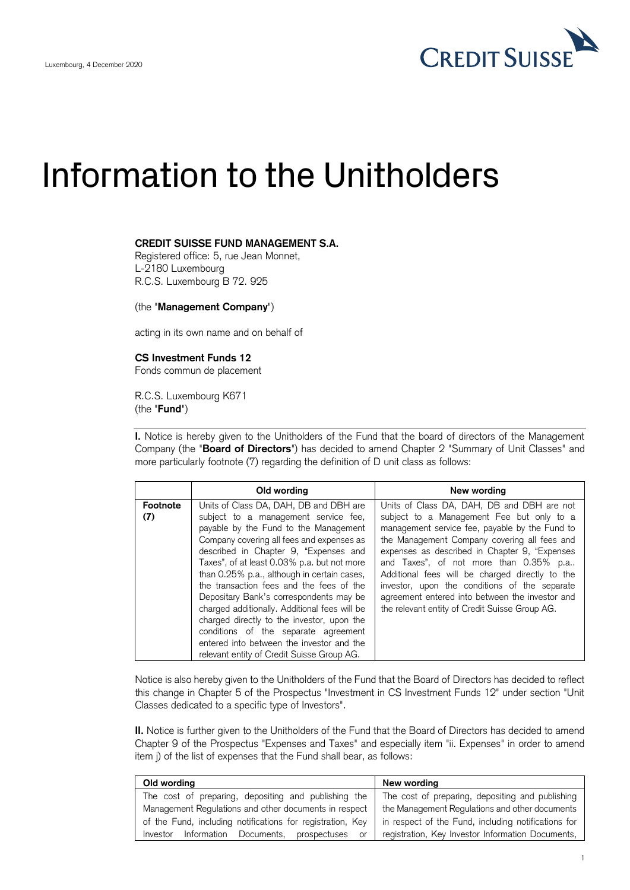Luxembourg, 4 December 2020

CREDIT SUISSE

# Information to the Unitholders

**CREDIT SUISSE FUND MANAGEMENT S.A.**
Registered office: 5, rue Jean Monnet,
L-2180 Luxembourg
R.C.S. Luxembourg B 72. 925

(the "**Management Company**")

acting in its own name and on behalf of

**CS Investment Funds 12**
Fonds commun de placement

R.C.S. Luxembourg K671
(the "**Fund**")

**I.** Notice is hereby given to the Unitholders of the Fund that the board of directors of the Management Company (the "**Board of Directors**") has decided to amend Chapter 2 "Summary of Unit Classes" and more particularly footnote (7) regarding the definition of D unit class as follows:

| | Old wording | New wording |
|---|---|---|
| **Footnote (7)** | Units of Class DA, DAH, DB and DBH are subject to a management service fee, payable by the Fund to the Management Company covering all fees and expenses as described in Chapter 9, "Expenses and Taxes", of at least 0.03% p.a. but not more than 0.25% p.a., although in certain cases, the transaction fees and the fees of the Depositary Bank's correspondents may be charged additionally. Additional fees will be charged directly to the investor, upon the conditions of the separate agreement entered into between the investor and the relevant entity of Credit Suisse Group AG. | Units of Class DA, DAH, DB and DBH are not subject to a Management Fee but only to a management service fee, payable by the Fund to the Management Company covering all fees and expenses as described in Chapter 9, "Expenses and Taxes", of not more than 0.35% p.a.. Additional fees will be charged directly to the investor, upon the conditions of the separate agreement entered into between the investor and the relevant entity of Credit Suisse Group AG. |

Notice is also hereby given to the Unitholders of the Fund that the Board of Directors has decided to reflect this change in Chapter 5 of the Prospectus "Investment in CS Investment Funds 12" under section "Unit Classes dedicated to a specific type of Investors".

**II.** Notice is further given to the Unitholders of the Fund that the Board of Directors has decided to amend Chapter 9 of the Prospectus "Expenses and Taxes" and especially item "ii. Expenses" in order to amend item j) of the list of expenses that the Fund shall bear, as follows:

| Old wording | New wording |
|---|---|
| The cost of preparing, depositing and publishing the Management Regulations and other documents in respect of the Fund, including notifications for registration, Key Investor Information Documents, prospectuses or | The cost of preparing, depositing and publishing the Management Regulations and other documents in respect of the Fund, including notifications for registration, Key Investor Information Documents, |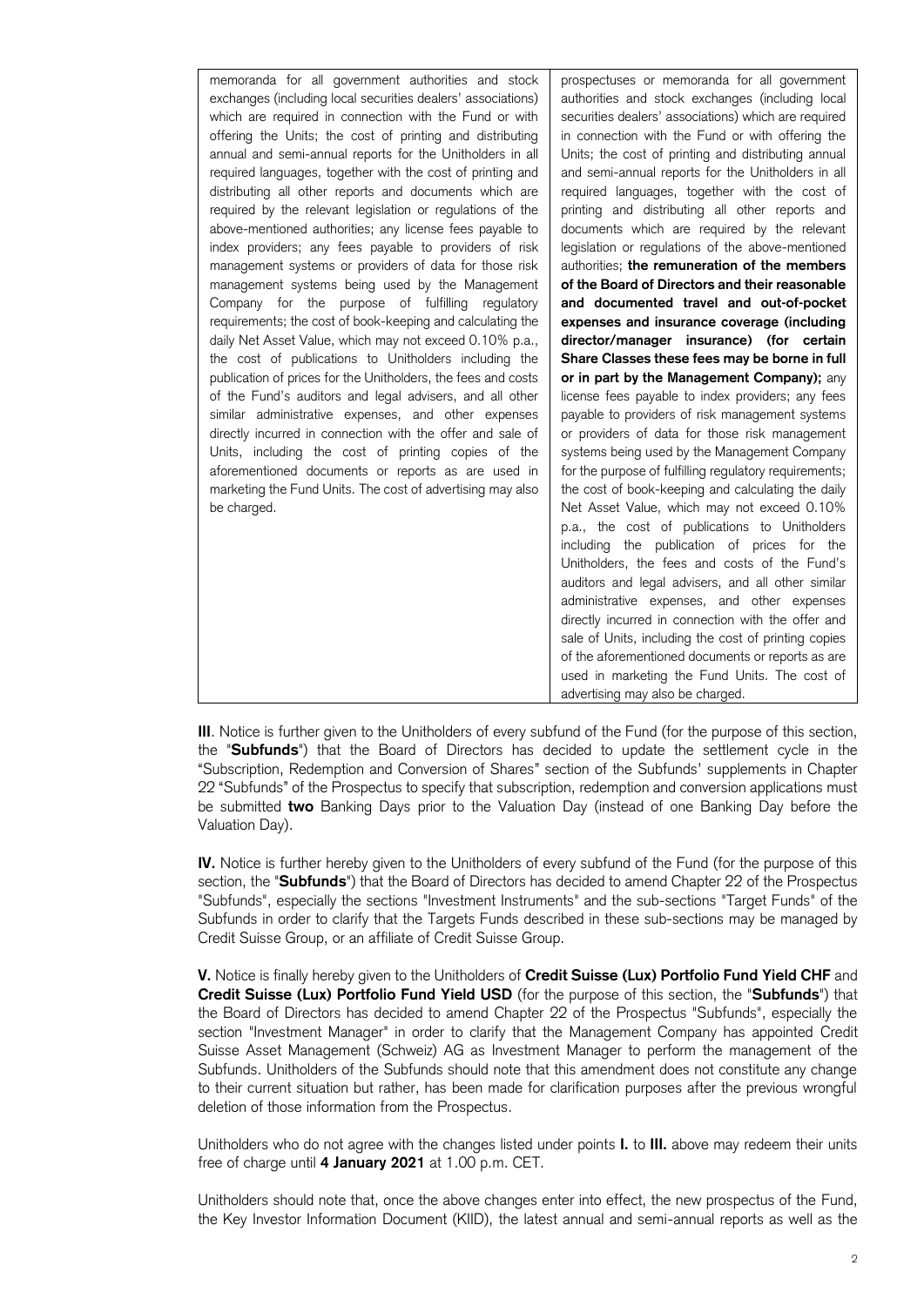| | |
|---|---|
| memoranda for all government authorities and stock exchanges (including local securities dealers' associations) which are required in connection with the Fund or with offering the Units; the cost of printing and distributing annual and semi-annual reports for the Unitholders in all required languages, together with the cost of printing and distributing all other reports and documents which are required by the relevant legislation or regulations of the above-mentioned authorities; any license fees payable to index providers; any fees payable to providers of risk management systems or providers of data for those risk management systems being used by the Management Company for the purpose of fulfilling regulatory requirements; the cost of book-keeping and calculating the daily Net Asset Value, which may not exceed 0.10% p.a., the cost of publications to Unitholders including the publication of prices for the Unitholders, the fees and costs of the Fund's auditors and legal advisers, and all other similar administrative expenses, and other expenses directly incurred in connection with the offer and sale of Units, including the cost of printing copies of the aforementioned documents or reports as are used in marketing the Fund Units. The cost of advertising may also be charged. | prospectuses or memoranda for all government authorities and stock exchanges (including local securities dealers' associations) which are required in connection with the Fund or with offering the Units; the cost of printing and distributing annual and semi-annual reports for the Unitholders in all required languages, together with the cost of printing and distributing all other reports and documents which are required by the relevant legislation or regulations of the above-mentioned authorities; **the remuneration of the members of the Board of Directors and their reasonable and documented travel and out-of-pocket expenses and insurance coverage (including director/manager insurance) (for certain Share Classes these fees may be borne in full or in part by the Management Company);** any license fees payable to index providers; any fees payable to providers of risk management systems or providers of data for those risk management systems being used by the Management Company for the purpose of fulfilling regulatory requirements; the cost of book-keeping and calculating the daily Net Asset Value, which may not exceed 0.10% p.a., the cost of publications to Unitholders including the publication of prices for the Unitholders, the fees and costs of the Fund's auditors and legal advisers, and all other similar administrative expenses, and other expenses directly incurred in connection with the offer and sale of Units, including the cost of printing copies of the aforementioned documents or reports as are used in marketing the Fund Units. The cost of advertising may also be charged. |

**III**. Notice is further given to the Unitholders of every subfund of the Fund (for the purpose of this section, the "**Subfunds**") that the Board of Directors has decided to update the settlement cycle in the "Subscription, Redemption and Conversion of Shares" section of the Subfunds' supplements in Chapter 22 "Subfunds" of the Prospectus to specify that subscription, redemption and conversion applications must be submitted **two** Banking Days prior to the Valuation Day (instead of one Banking Day before the Valuation Day).

**IV.** Notice is further hereby given to the Unitholders of every subfund of the Fund (for the purpose of this section, the "**Subfunds**") that the Board of Directors has decided to amend Chapter 22 of the Prospectus "Subfunds", especially the sections "Investment Instruments" and the sub-sections "Target Funds" of the Subfunds in order to clarify that the Targets Funds described in these sub-sections may be managed by Credit Suisse Group, or an affiliate of Credit Suisse Group.

**V.** Notice is finally hereby given to the Unitholders of **Credit Suisse (Lux) Portfolio Fund Yield CHF** and **Credit Suisse (Lux) Portfolio Fund Yield USD** (for the purpose of this section, the "**Subfunds**") that the Board of Directors has decided to amend Chapter 22 of the Prospectus "Subfunds", especially the section "Investment Manager" in order to clarify that the Management Company has appointed Credit Suisse Asset Management (Schweiz) AG as Investment Manager to perform the management of the Subfunds. Unitholders of the Subfunds should note that this amendment does not constitute any change to their current situation but rather, has been made for clarification purposes after the previous wrongful deletion of those information from the Prospectus.

Unitholders who do not agree with the changes listed under points **I.** to **III.** above may redeem their units free of charge until **4 January 2021** at 1.00 p.m. CET.

Unitholders should note that, once the above changes enter into effect, the new prospectus of the Fund, the Key Investor Information Document (KIID), the latest annual and semi-annual reports as well as the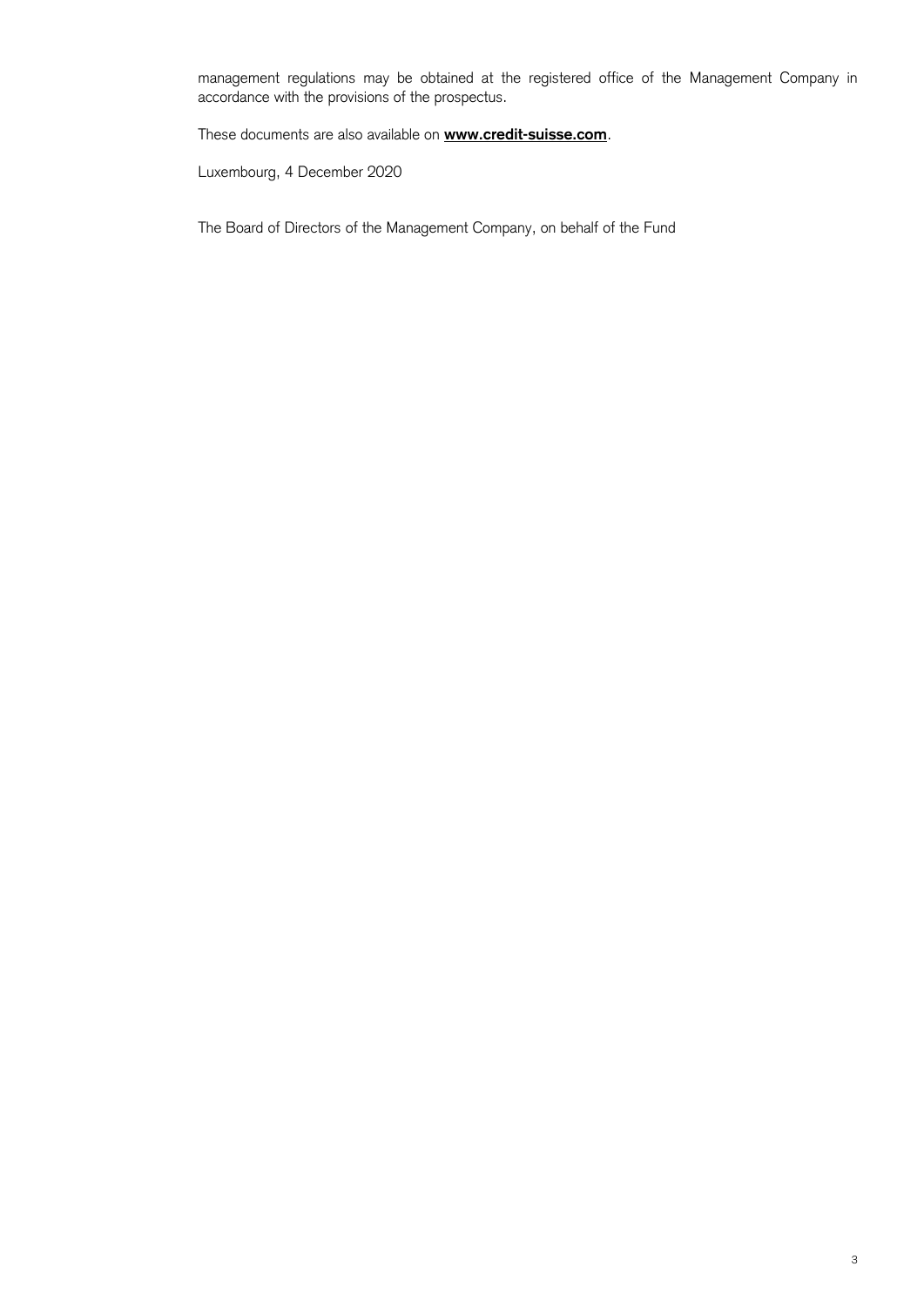management regulations may be obtained at the registered office of the Management Company in accordance with the provisions of the prospectus.

These documents are also available on **www.credit-suisse.com**.

Luxembourg, 4 December 2020

The Board of Directors of the Management Company, on behalf of the Fund